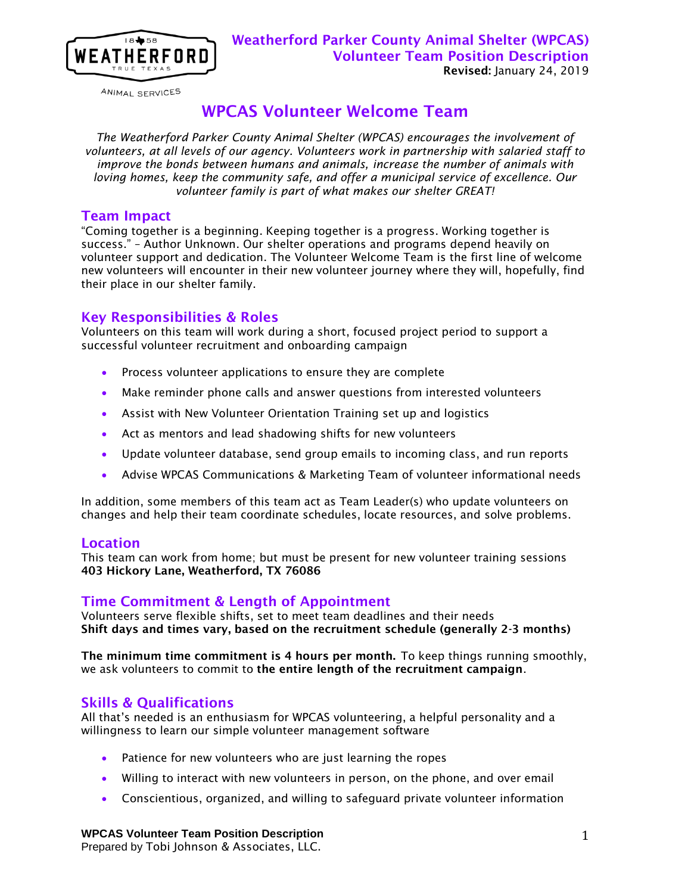**Weatherford Parker County Animal Shelter (WPCAS)**
**Volunteer Team Position Description**
**Revised:** January 24, 2019

# WPCAS Volunteer Welcome Team

*The Weatherford Parker County Animal Shelter (WPCAS) encourages the involvement of volunteers, at all levels of our agency. Volunteers work in partnership with salaried staff to improve the bonds between humans and animals, increase the number of animals with loving homes, keep the community safe, and offer a municipal service of excellence. Our volunteer family is part of what makes our shelter GREAT!*

## Team Impact

"Coming together is a beginning. Keeping together is a progress. Working together is success." – Author Unknown. Our shelter operations and programs depend heavily on volunteer support and dedication. The Volunteer Welcome Team is the first line of welcome new volunteers will encounter in their new volunteer journey where they will, hopefully, find their place in our shelter family.

## Key Responsibilities & Roles

Volunteers on this team will work during a short, focused project period to support a successful volunteer recruitment and onboarding campaign

- Process volunteer applications to ensure they are complete
- Make reminder phone calls and answer questions from interested volunteers
- Assist with New Volunteer Orientation Training set up and logistics
- Act as mentors and lead shadowing shifts for new volunteers
- Update volunteer database, send group emails to incoming class, and run reports
- Advise WPCAS Communications & Marketing Team of volunteer informational needs

In addition, some members of this team act as Team Leader(s) who update volunteers on changes and help their team coordinate schedules, locate resources, and solve problems.

## Location

This team can work from home; but must be present for new volunteer training sessions
**403 Hickory Lane, Weatherford, TX 76086**

## Time Commitment & Length of Appointment

Volunteers serve flexible shifts, set to meet team deadlines and their needs
**Shift days and times vary, based on the recruitment schedule (generally 2-3 months)**

**The minimum time commitment is 4 hours per month.** To keep things running smoothly, we ask volunteers to commit to **the entire length of the recruitment campaign**.

## Skills & Qualifications

All that's needed is an enthusiasm for WPCAS volunteering, a helpful personality and a willingness to learn our simple volunteer management software

- Patience for new volunteers who are just learning the ropes
- Willing to interact with new volunteers in person, on the phone, and over email
- Conscientious, organized, and willing to safeguard private volunteer information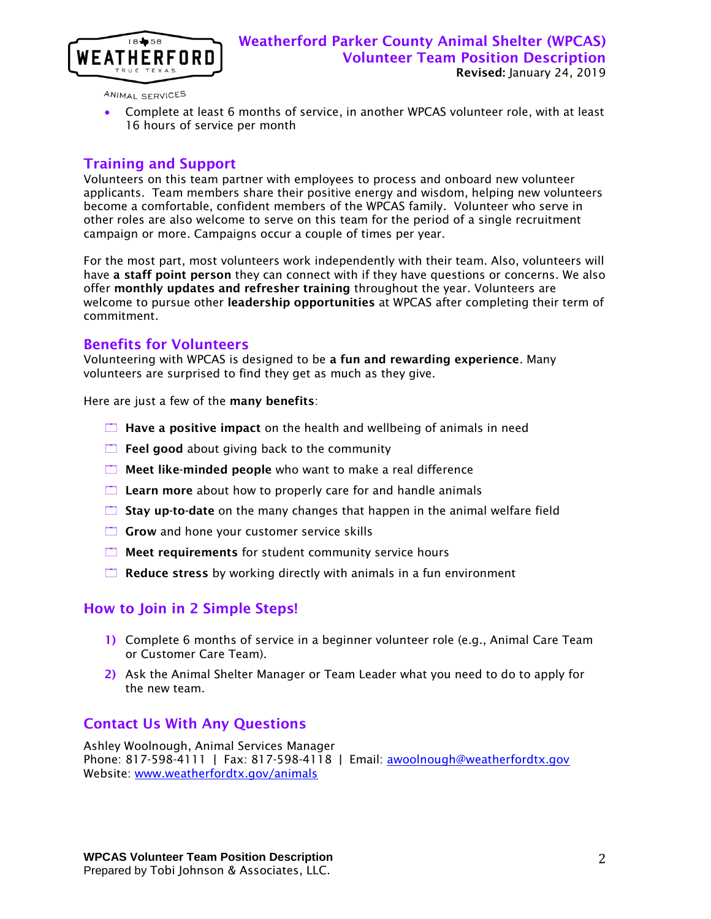- Complete at least 6 months of service, in another WPCAS volunteer role, with at least 16 hours of service per month

## Training and Support

Volunteers on this team partner with employees to process and onboard new volunteer applicants. Team members share their positive energy and wisdom, helping new volunteers become a comfortable, confident members of the WPCAS family. Volunteer who serve in other roles are also welcome to serve on this team for the period of a single recruitment campaign or more. Campaigns occur a couple of times per year.

For the most part, most volunteers work independently with their team. Also, volunteers will have **a staff point person** they can connect with if they have questions or concerns. We also offer **monthly updates and refresher training** throughout the year. Volunteers are welcome to pursue other **leadership opportunities** at WPCAS after completing their term of commitment.

## Benefits for Volunteers

Volunteering with WPCAS is designed to be **a fun and rewarding experience**. Many volunteers are surprised to find they get as much as they give.

Here are just a few of the **many benefits**:

- **Have a positive impact** on the health and wellbeing of animals in need
- **Feel good** about giving back to the community
- **Meet like-minded people** who want to make a real difference
- **Learn more** about how to properly care for and handle animals
- **Stay up-to-date** on the many changes that happen in the animal welfare field
- **Grow** and hone your customer service skills
- **Meet requirements** for student community service hours
- **Reduce stress** by working directly with animals in a fun environment

## How to Join in 2 Simple Steps!

1) Complete 6 months of service in a beginner volunteer role (e.g., Animal Care Team or Customer Care Team).
2) Ask the Animal Shelter Manager or Team Leader what you need to do to apply for the new team.

## Contact Us With Any Questions

Ashley Woolnough, Animal Services Manager
Phone: 817-598-4111 | Fax: 817-598-4118 | Email: awoolnough@weatherfordtx.gov
Website: www.weatherfordtx.gov/animals